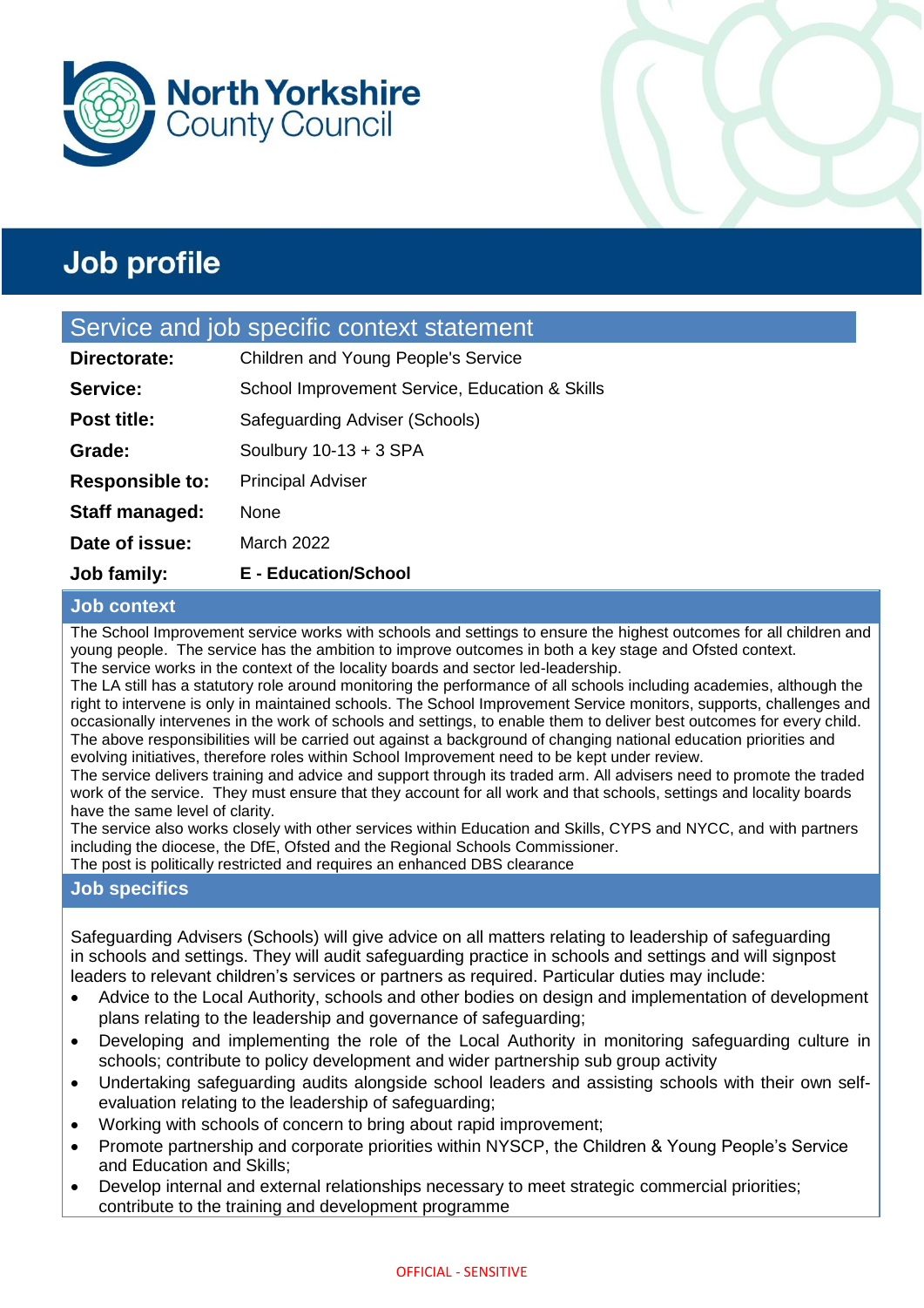North Yorkshire County Council

# Job profile

## Service and job specific context statement

| | |
|---|---|
| **Directorate:** | Children and Young People's Service |
| **Service:** | School Improvement Service, Education & Skills |
| **Post title:** | Safeguarding Adviser (Schools) |
| **Grade:** | Soulbury 10-13 + 3 SPA |
| **Responsible to:** | Principal Adviser |
| **Staff managed:** | None |
| **Date of issue:** | March 2022 |
| **Job family:** | **E - Education/School** |

### Job context

The School Improvement service works with schools and settings to ensure the highest outcomes for all children and young people. The service has the ambition to improve outcomes in both a key stage and Ofsted context.
The service works in the context of the locality boards and sector led-leadership.
The LA still has a statutory role around monitoring the performance of all schools including academies, although the right to intervene is only in maintained schools. The School Improvement Service monitors, supports, challenges and occasionally intervenes in the work of schools and settings, to enable them to deliver best outcomes for every child.
The above responsibilities will be carried out against a background of changing national education priorities and evolving initiatives, therefore roles within School Improvement need to be kept under review.
The service delivers training and advice and support through its traded arm. All advisers need to promote the traded work of the service. They must ensure that they account for all work and that schools, settings and locality boards have the same level of clarity.
The service also works closely with other services within Education and Skills, CYPS and NYCC, and with partners including the diocese, the DfE, Ofsted and the Regional Schools Commissioner.
The post is politically restricted and requires an enhanced DBS clearance

### Job specifics

Safeguarding Advisers (Schools) will give advice on all matters relating to leadership of safeguarding in schools and settings. They will audit safeguarding practice in schools and settings and will signpost leaders to relevant children's services or partners as required. Particular duties may include:

- Advice to the Local Authority, schools and other bodies on design and implementation of development plans relating to the leadership and governance of safeguarding;
- Developing and implementing the role of the Local Authority in monitoring safeguarding culture in schools; contribute to policy development and wider partnership sub group activity
- Undertaking safeguarding audits alongside school leaders and assisting schools with their own self-evaluation relating to the leadership of safeguarding;
- Working with schools of concern to bring about rapid improvement;
- Promote partnership and corporate priorities within NYSCP, the Children & Young People's Service and Education and Skills;
- Develop internal and external relationships necessary to meet strategic commercial priorities; contribute to the training and development programme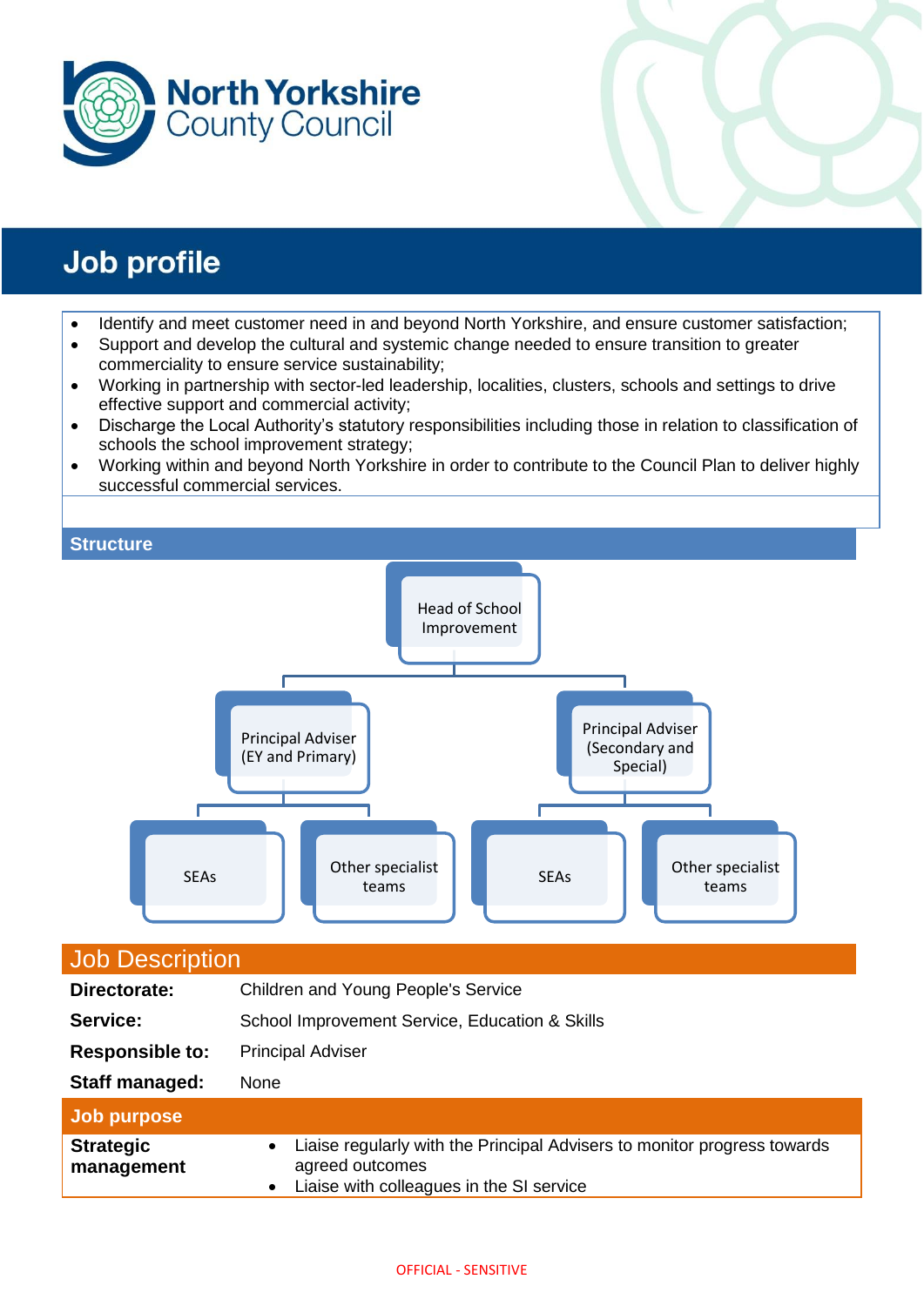# Job profile

- Identify and meet customer need in and beyond North Yorkshire, and ensure customer satisfaction;
- Support and develop the cultural and systemic change needed to ensure transition to greater commerciality to ensure service sustainability;
- Working in partnership with sector-led leadership, localities, clusters, schools and settings to drive effective support and commercial activity;
- Discharge the Local Authority's statutory responsibilities including those in relation to classification of schools the school improvement strategy;
- Working within and beyond North Yorkshire in order to contribute to the Council Plan to deliver highly successful commercial services.

## Structure

- Head of School Improvement
  - Principal Adviser (EY and Primary)
    - SEAs
    - Other specialist teams
  - Principal Adviser (Secondary and Special)
    - SEAs
    - Other specialist teams

## Job Description

| | |
|---|---|
| **Directorate:** | Children and Young People's Service |
| **Service:** | School Improvement Service, Education & Skills |
| **Responsible to:** | Principal Adviser |
| **Staff managed:** | None |

### Job purpose

**Strategic management**

- Liaise regularly with the Principal Advisers to monitor progress towards agreed outcomes
- Liaise with colleagues in the SI service

OFFICIAL - SENSITIVE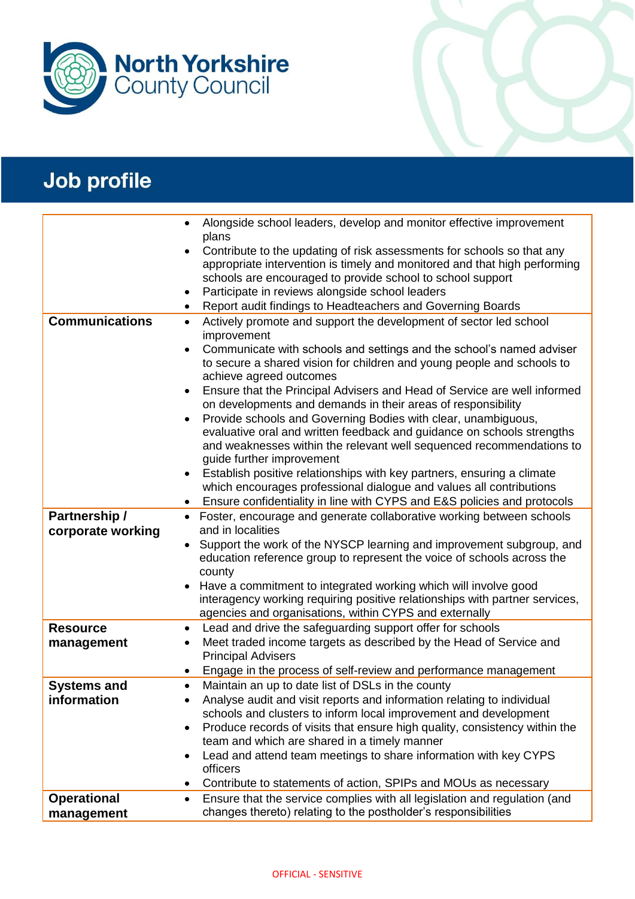# Job profile

| | |
|---|---|
| | • Alongside school leaders, develop and monitor effective improvement plans<br>• Contribute to the updating of risk assessments for schools so that any appropriate intervention is timely and monitored and that high performing schools are encouraged to provide school to school support<br>• Participate in reviews alongside school leaders<br>• Report audit findings to Headteachers and Governing Boards |
| **Communications** | • Actively promote and support the development of sector led school improvement<br>• Communicate with schools and settings and the school's named adviser to secure a shared vision for children and young people and schools to achieve agreed outcomes<br>• Ensure that the Principal Advisers and Head of Service are well informed on developments and demands in their areas of responsibility<br>• Provide schools and Governing Bodies with clear, unambiguous, evaluative oral and written feedback and guidance on schools strengths and weaknesses within the relevant well sequenced recommendations to guide further improvement<br>• Establish positive relationships with key partners, ensuring a climate which encourages professional dialogue and values all contributions<br>• Ensure confidentiality in line with CYPS and E&S policies and protocols |
| **Partnership / corporate working** | • Foster, encourage and generate collaborative working between schools and in localities<br>• Support the work of the NYSCP learning and improvement subgroup, and education reference group to represent the voice of schools across the county<br>• Have a commitment to integrated working which will involve good interagency working requiring positive relationships with partner services, agencies and organisations, within CYPS and externally |
| **Resource management** | • Lead and drive the safeguarding support offer for schools<br>• Meet traded income targets as described by the Head of Service and Principal Advisers<br>• Engage in the process of self-review and performance management |
| **Systems and information** | • Maintain an up to date list of DSLs in the county<br>• Analyse audit and visit reports and information relating to individual schools and clusters to inform local improvement and development<br>• Produce records of visits that ensure high quality, consistency within the team and which are shared in a timely manner<br>• Lead and attend team meetings to share information with key CYPS officers<br>• Contribute to statements of action, SPIPs and MOUs as necessary |
| **Operational management** | • Ensure that the service complies with all legislation and regulation (and changes thereto) relating to the postholder's responsibilities |

OFFICIAL - SENSITIVE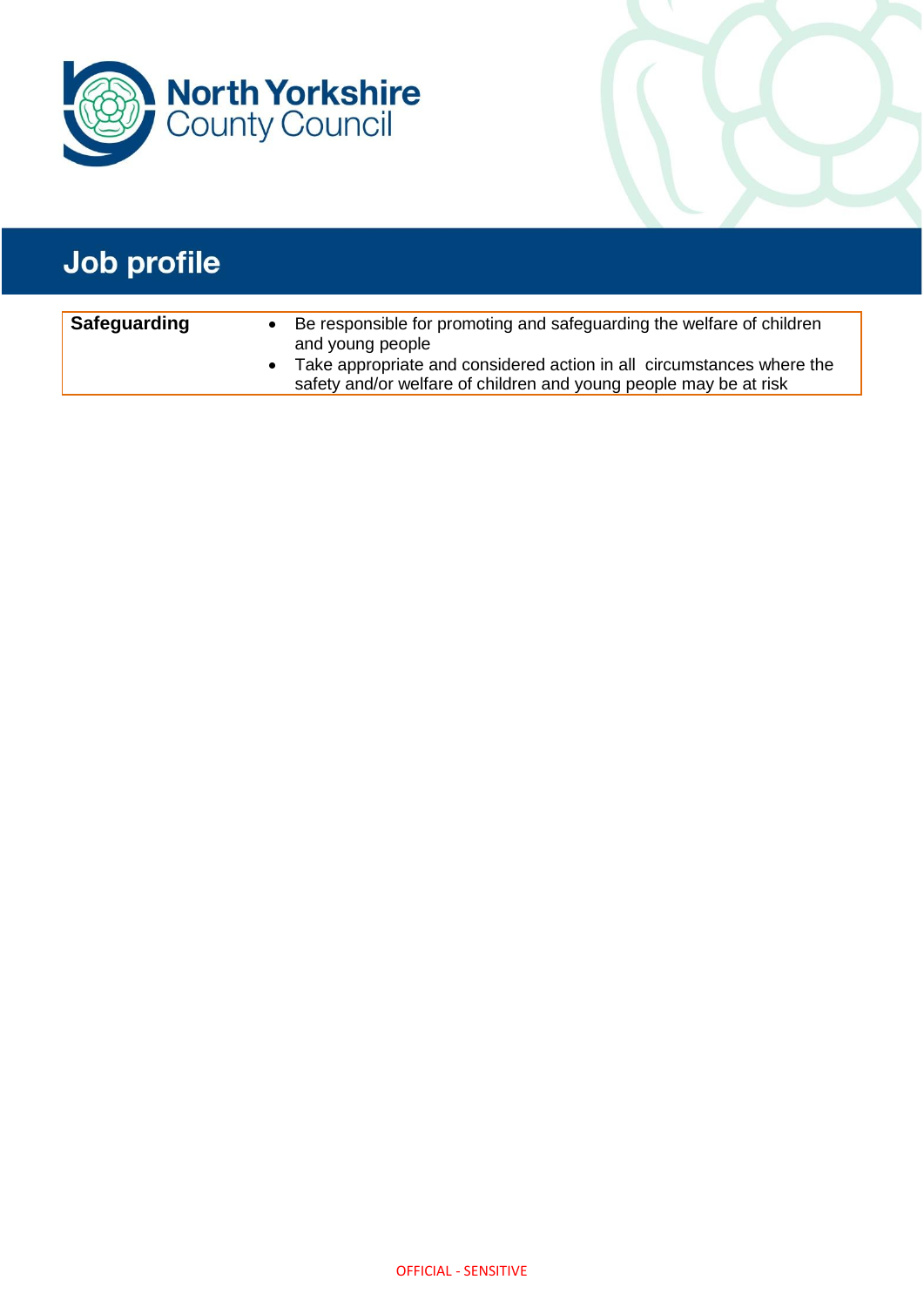# Job profile

| Safeguarding | • Be responsible for promoting and safeguarding the welfare of children and young people<br>• Take appropriate and considered action in all circumstances where the safety and/or welfare of children and young people may be at risk |
| --- | --- |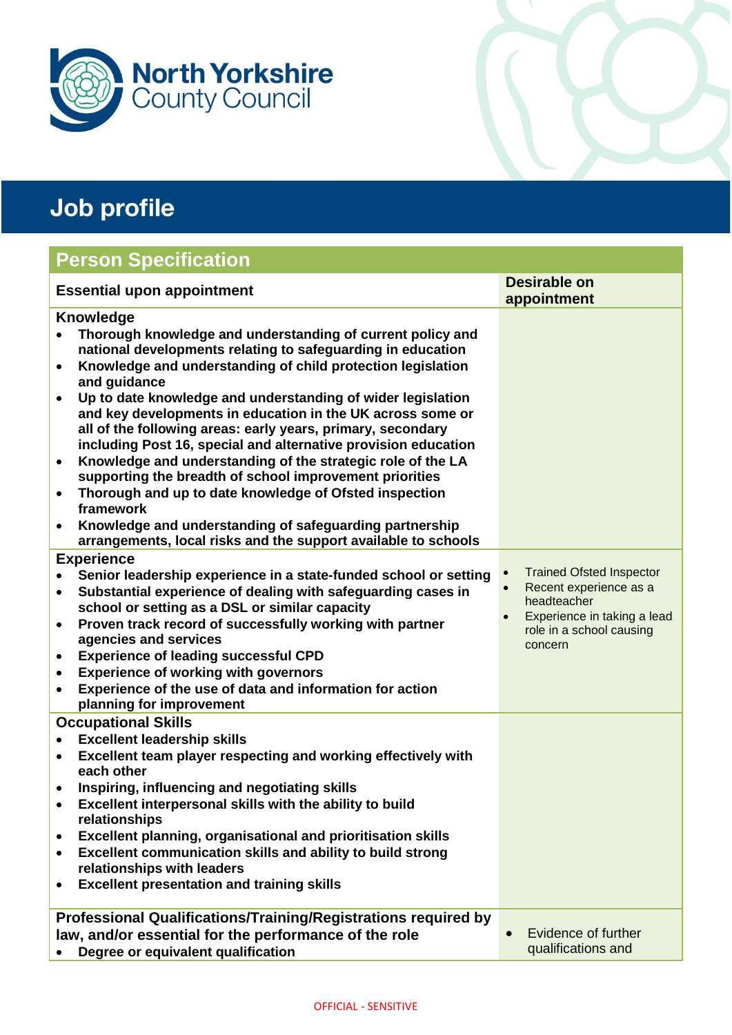North Yorkshire County Council

# Job profile

## Person Specification

| Essential upon appointment | Desirable on appointment |
|---|---|
| **Knowledge**<br>• **Thorough knowledge and understanding of current policy and national developments relating to safeguarding in education**<br>• **Knowledge and understanding of child protection legislation and guidance**<br>• **Up to date knowledge and understanding of wider legislation and key developments in education in the UK across some or all of the following areas: early years, primary, secondary including Post 16, special and alternative provision education**<br>• **Knowledge and understanding of the strategic role of the LA supporting the breadth of school improvement priorities**<br>• **Thorough and up to date knowledge of Ofsted inspection framework**<br>• **Knowledge and understanding of safeguarding partnership arrangements, local risks and the support available to schools** | |
| **Experience**<br>• **Senior leadership experience in a state-funded school or setting**<br>• **Substantial experience of dealing with safeguarding cases in school or setting as a DSL or similar capacity**<br>• **Proven track record of successfully working with partner agencies and services**<br>• **Experience of leading successful CPD**<br>• **Experience of working with governors**<br>• **Experience of the use of data and information for action planning for improvement** | • Trained Ofsted Inspector<br>• Recent experience as a headteacher<br>• Experience in taking a lead role in a school causing concern |
| **Occupational Skills**<br>• **Excellent leadership skills**<br>• **Excellent team player respecting and working effectively with each other**<br>• **Inspiring, influencing and negotiating skills**<br>• **Excellent interpersonal skills with the ability to build relationships**<br>• **Excellent planning, organisational and prioritisation skills**<br>• **Excellent communication skills and ability to build strong relationships with leaders**<br>• **Excellent presentation and training skills** | |
| **Professional Qualifications/Training/Registrations required by law, and/or essential for the performance of the role**<br>• **Degree or equivalent qualification** | • Evidence of further qualifications and |

OFFICIAL - SENSITIVE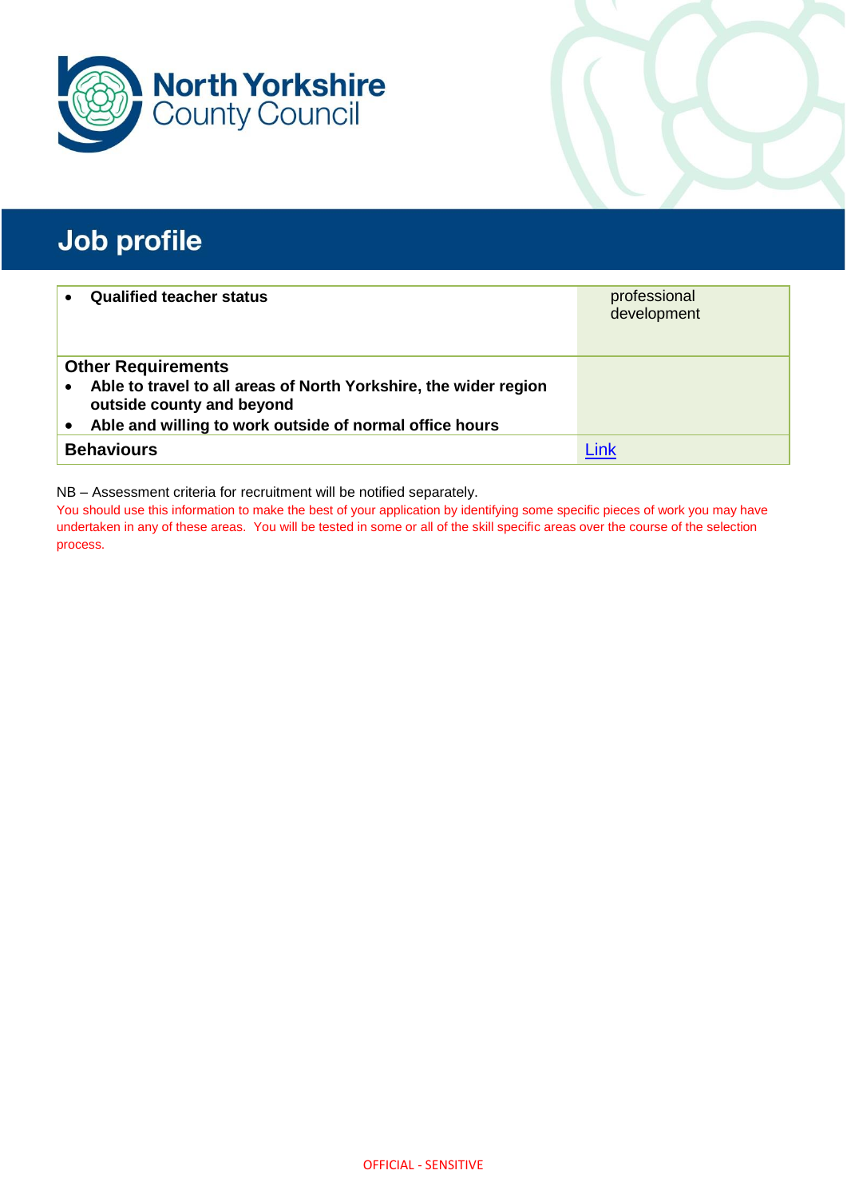# Job profile

| | |
|---|---|
| • **Qualified teacher status** | professional development |
| **Other Requirements**<br>• **Able to travel to all areas of North Yorkshire, the wider region outside county and beyond**<br>• **Able and willing to work outside of normal office hours** | |
| **Behaviours** | Link |

NB – Assessment criteria for recruitment will be notified separately.

You should use this information to make the best of your application by identifying some specific pieces of work you may have undertaken in any of these areas. You will be tested in some or all of the skill specific areas over the course of the selection process.

OFFICIAL - SENSITIVE